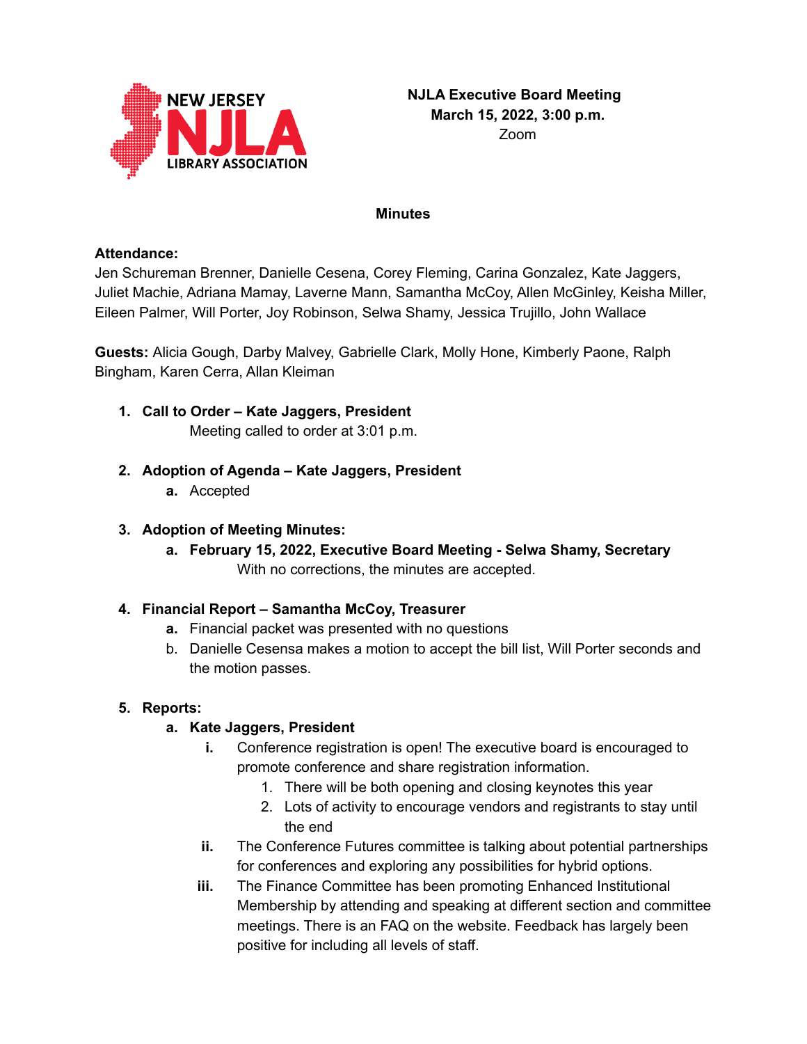**NJLA Executive Board Meeting**
**March 15, 2022, 3:00 p.m.**
Zoom

## Minutes

**Attendance:**
Jen Schureman Brenner, Danielle Cesena, Corey Fleming, Carina Gonzalez, Kate Jaggers, Juliet Machie, Adriana Mamay, Laverne Mann, Samantha McCoy, Allen McGinley, Keisha Miller, Eileen Palmer, Will Porter, Joy Robinson, Selwa Shamy, Jessica Trujillo, John Wallace

**Guests:** Alicia Gough, Darby Malvey, Gabrielle Clark, Molly Hone, Kimberly Paone, Ralph Bingham, Karen Cerra, Allan Kleiman

1. **Call to Order – Kate Jaggers, President**
   Meeting called to order at 3:01 p.m.

2. **Adoption of Agenda – Kate Jaggers, President**
   a. Accepted

3. **Adoption of Meeting Minutes:**
   a. **February 15, 2022, Executive Board Meeting - Selwa Shamy, Secretary**
      With no corrections, the minutes are accepted.

4. **Financial Report – Samantha McCoy, Treasurer**
   a. Financial packet was presented with no questions
   b. Danielle Cesensa makes a motion to accept the bill list, Will Porter seconds and the motion passes.

5. **Reports:**
   a. **Kate Jaggers, President**
      i. Conference registration is open! The executive board is encouraged to promote conference and share registration information.
         1. There will be both opening and closing keynotes this year
         2. Lots of activity to encourage vendors and registrants to stay until the end
      ii. The Conference Futures committee is talking about potential partnerships for conferences and exploring any possibilities for hybrid options.
      iii. The Finance Committee has been promoting Enhanced Institutional Membership by attending and speaking at different section and committee meetings. There is an FAQ on the website. Feedback has largely been positive for including all levels of staff.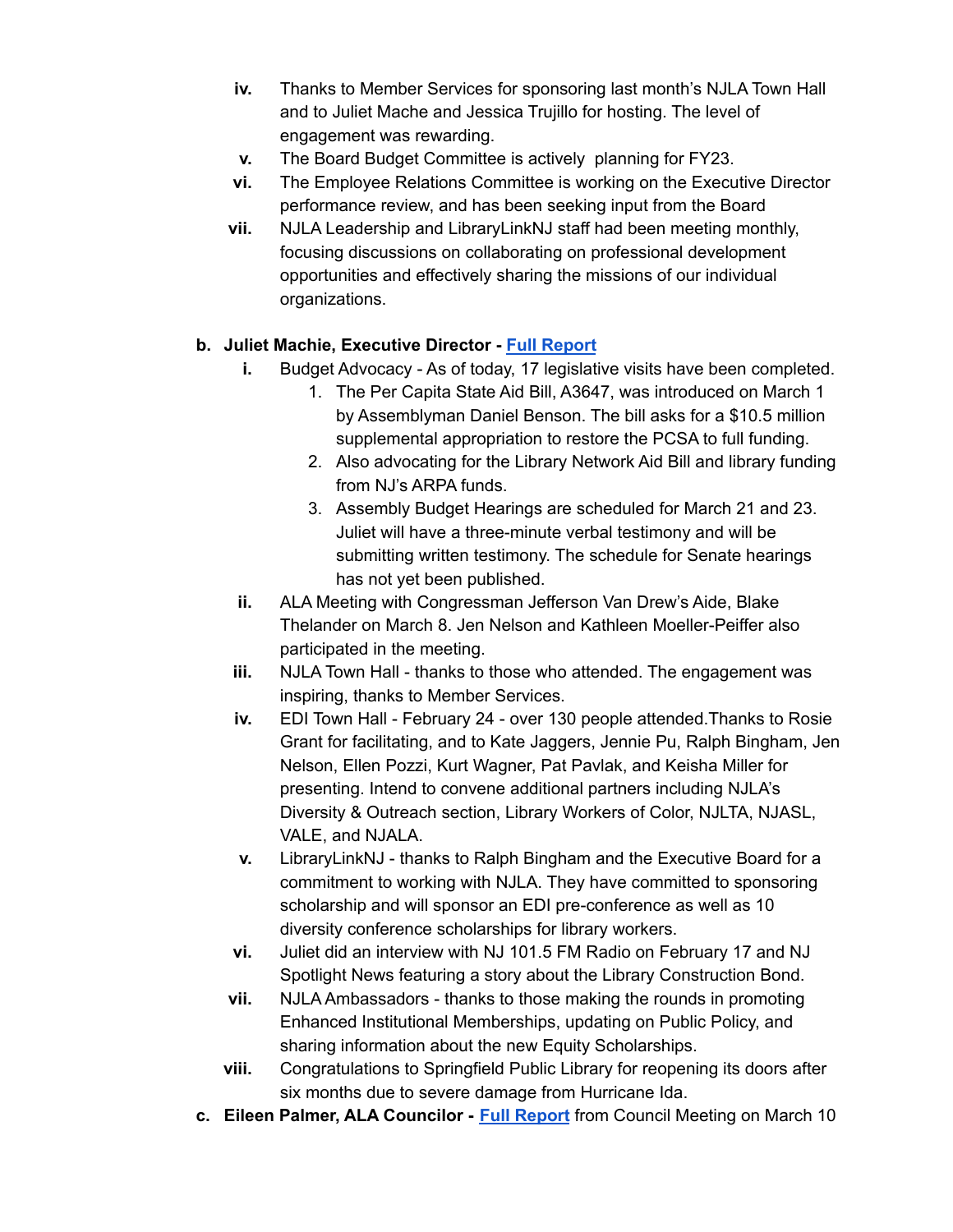iv. Thanks to Member Services for sponsoring last month's NJLA Town Hall and to Juliet Mache and Jessica Trujillo for hosting. The level of engagement was rewarding.

v. The Board Budget Committee is actively planning for FY23.

vi. The Employee Relations Committee is working on the Executive Director performance review, and has been seeking input from the Board

vii. NJLA Leadership and LibraryLinkNJ staff had been meeting monthly, focusing discussions on collaborating on professional development opportunities and effectively sharing the missions of our individual organizations.

b. **Juliet Machie, Executive Director - Full Report**

i. Budget Advocacy - As of today, 17 legislative visits have been completed.
   1. The Per Capita State Aid Bill, A3647, was introduced on March 1 by Assemblyman Daniel Benson. The bill asks for a $10.5 million supplemental appropriation to restore the PCSA to full funding.
   2. Also advocating for the Library Network Aid Bill and library funding from NJ's ARPA funds.
   3. Assembly Budget Hearings are scheduled for March 21 and 23. Juliet will have a three-minute verbal testimony and will be submitting written testimony. The schedule for Senate hearings has not yet been published.

ii. ALA Meeting with Congressman Jefferson Van Drew's Aide, Blake Thelander on March 8. Jen Nelson and Kathleen Moeller-Peiffer also participated in the meeting.

iii. NJLA Town Hall - thanks to those who attended. The engagement was inspiring, thanks to Member Services.

iv. EDI Town Hall - February 24 - over 130 people attended.Thanks to Rosie Grant for facilitating, and to Kate Jaggers, Jennie Pu, Ralph Bingham, Jen Nelson, Ellen Pozzi, Kurt Wagner, Pat Pavlak, and Keisha Miller for presenting. Intend to convene additional partners including NJLA's Diversity & Outreach section, Library Workers of Color, NJLTA, NJASL, VALE, and NJALA.

v. LibraryLinkNJ - thanks to Ralph Bingham and the Executive Board for a commitment to working with NJLA. They have committed to sponsoring scholarship and will sponsor an EDI pre-conference as well as 10 diversity conference scholarships for library workers.

vi. Juliet did an interview with NJ 101.5 FM Radio on February 17 and NJ Spotlight News featuring a story about the Library Construction Bond.

vii. NJLA Ambassadors - thanks to those making the rounds in promoting Enhanced Institutional Memberships, updating on Public Policy, and sharing information about the new Equity Scholarships.

viii. Congratulations to Springfield Public Library for reopening its doors after six months due to severe damage from Hurricane Ida.

c. **Eileen Palmer, ALA Councilor - Full Report** from Council Meeting on March 10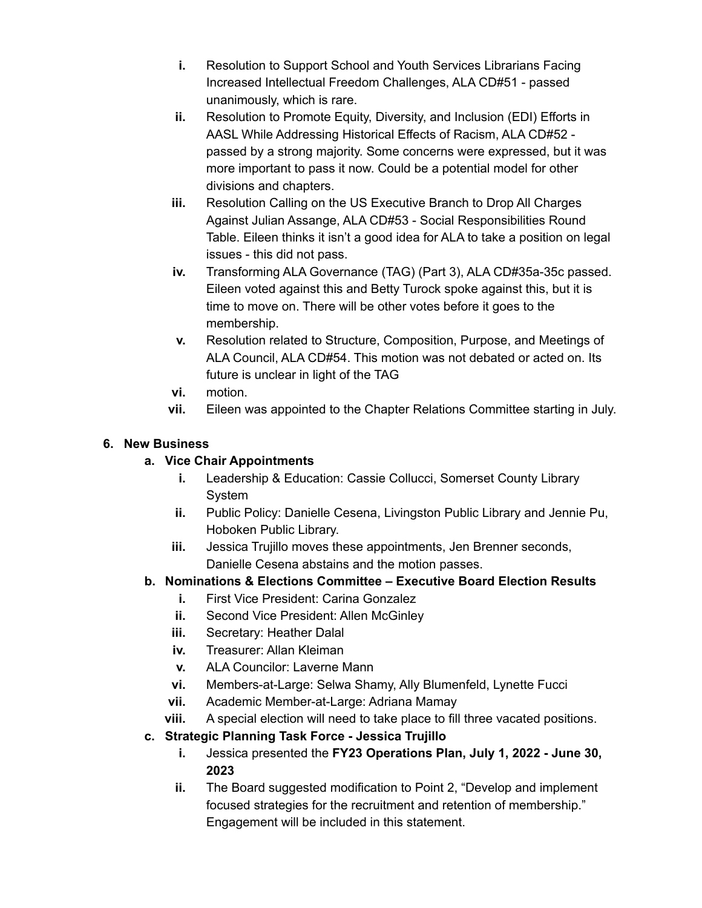i. Resolution to Support School and Youth Services Librarians Facing Increased Intellectual Freedom Challenges, ALA CD#51 - passed unanimously, which is rare.
ii. Resolution to Promote Equity, Diversity, and Inclusion (EDI) Efforts in AASL While Addressing Historical Effects of Racism, ALA CD#52 - passed by a strong majority. Some concerns were expressed, but it was more important to pass it now. Could be a potential model for other divisions and chapters.
iii. Resolution Calling on the US Executive Branch to Drop All Charges Against Julian Assange, ALA CD#53 - Social Responsibilities Round Table. Eileen thinks it isn't a good idea for ALA to take a position on legal issues - this did not pass.
iv. Transforming ALA Governance (TAG) (Part 3), ALA CD#35a-35c passed. Eileen voted against this and Betty Turock spoke against this, but it is time to move on. There will be other votes before it goes to the membership.
v. Resolution related to Structure, Composition, Purpose, and Meetings of ALA Council, ALA CD#54. This motion was not debated or acted on. Its future is unclear in light of the TAG
vi. motion.
vii. Eileen was appointed to the Chapter Relations Committee starting in July.

6. **New Business**
   a. **Vice Chair Appointments**
      i. Leadership & Education: Cassie Collucci, Somerset County Library System
      ii. Public Policy: Danielle Cesena, Livingston Public Library and Jennie Pu, Hoboken Public Library.
      iii. Jessica Trujillo moves these appointments, Jen Brenner seconds, Danielle Cesena abstains and the motion passes.
   b. **Nominations & Elections Committee – Executive Board Election Results**
      i. First Vice President: Carina Gonzalez
      ii. Second Vice President: Allen McGinley
      iii. Secretary: Heather Dalal
      iv. Treasurer: Allan Kleiman
      v. ALA Councilor: Laverne Mann
      vi. Members-at-Large: Selwa Shamy, Ally Blumenfeld, Lynette Fucci
      vii. Academic Member-at-Large: Adriana Mamay
      viii. A special election will need to take place to fill three vacated positions.
   c. **Strategic Planning Task Force - Jessica Trujillo**
      i. Jessica presented the **FY23 Operations Plan, July 1, 2022 - June 30, 2023**
      ii. The Board suggested modification to Point 2, "Develop and implement focused strategies for the recruitment and retention of membership." Engagement will be included in this statement.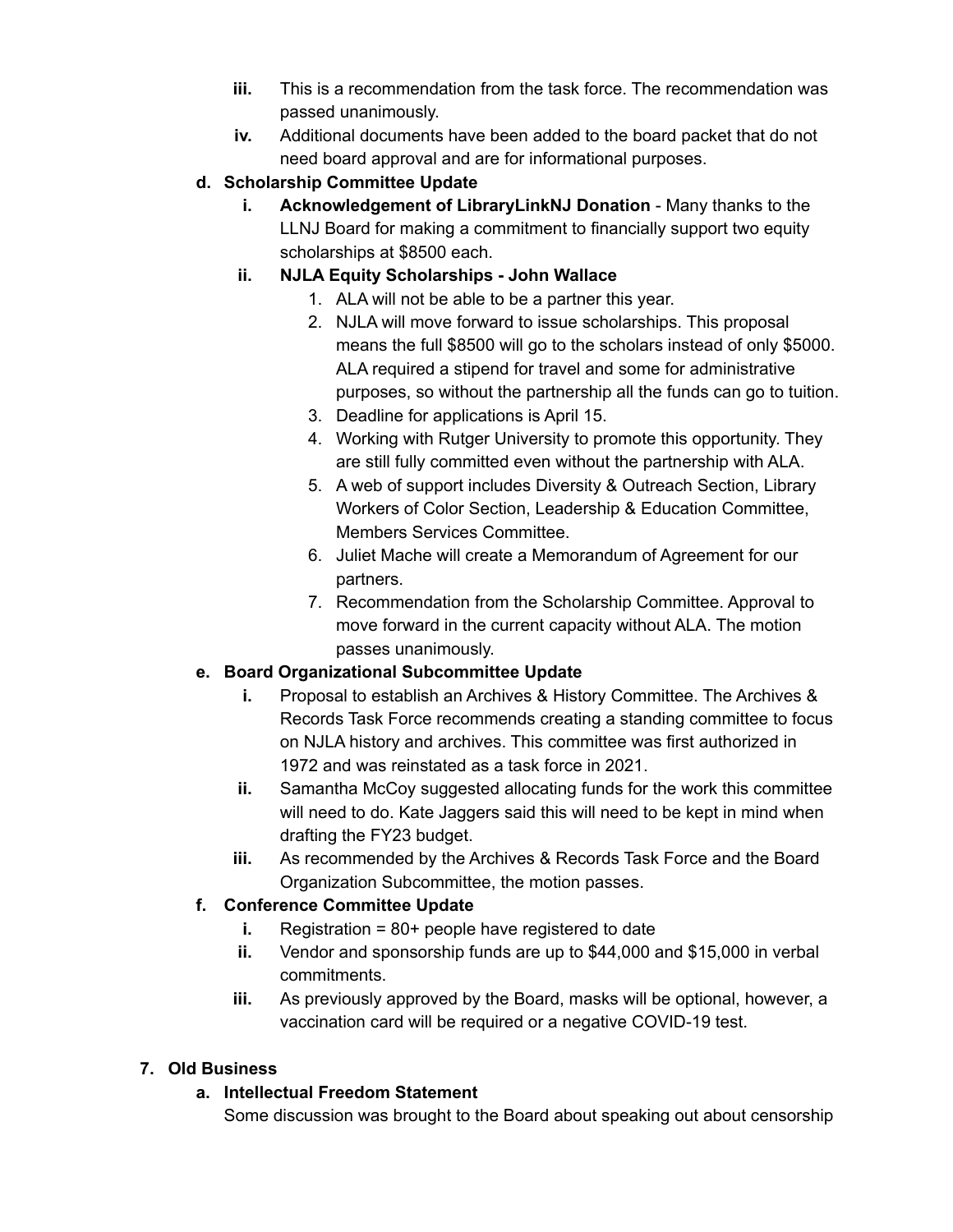iii. This is a recommendation from the task force. The recommendation was passed unanimously.

   iv. Additional documents have been added to the board packet that do not need board approval and are for informational purposes.

d. **Scholarship Committee Update**

   i. **Acknowledgement of LibraryLinkNJ Donation** - Many thanks to the LLNJ Board for making a commitment to financially support two equity scholarships at $8500 each.

   ii. **NJLA Equity Scholarships - John Wallace**

      1. ALA will not be able to be a partner this year.
      2. NJLA will move forward to issue scholarships. This proposal means the full $8500 will go to the scholars instead of only $5000. ALA required a stipend for travel and some for administrative purposes, so without the partnership all the funds can go to tuition.
      3. Deadline for applications is April 15.
      4. Working with Rutger University to promote this opportunity. They are still fully committed even without the partnership with ALA.
      5. A web of support includes Diversity & Outreach Section, Library Workers of Color Section, Leadership & Education Committee, Members Services Committee.
      6. Juliet Mache will create a Memorandum of Agreement for our partners.
      7. Recommendation from the Scholarship Committee. Approval to move forward in the current capacity without ALA. The motion passes unanimously.

e. **Board Organizational Subcommittee Update**

   i. Proposal to establish an Archives & History Committee. The Archives & Records Task Force recommends creating a standing committee to focus on NJLA history and archives. This committee was first authorized in 1972 and was reinstated as a task force in 2021.

   ii. Samantha McCoy suggested allocating funds for the work this committee will need to do. Kate Jaggers said this will need to be kept in mind when drafting the FY23 budget.

   iii. As recommended by the Archives & Records Task Force and the Board Organization Subcommittee, the motion passes.

f. **Conference Committee Update**

   i. Registration = 80+ people have registered to date

   ii. Vendor and sponsorship funds are up to $44,000 and $15,000 in verbal commitments.

   iii. As previously approved by the Board, masks will be optional, however, a vaccination card will be required or a negative COVID-19 test.

**7. Old Business**

a. **Intellectual Freedom Statement**

Some discussion was brought to the Board about speaking out about censorship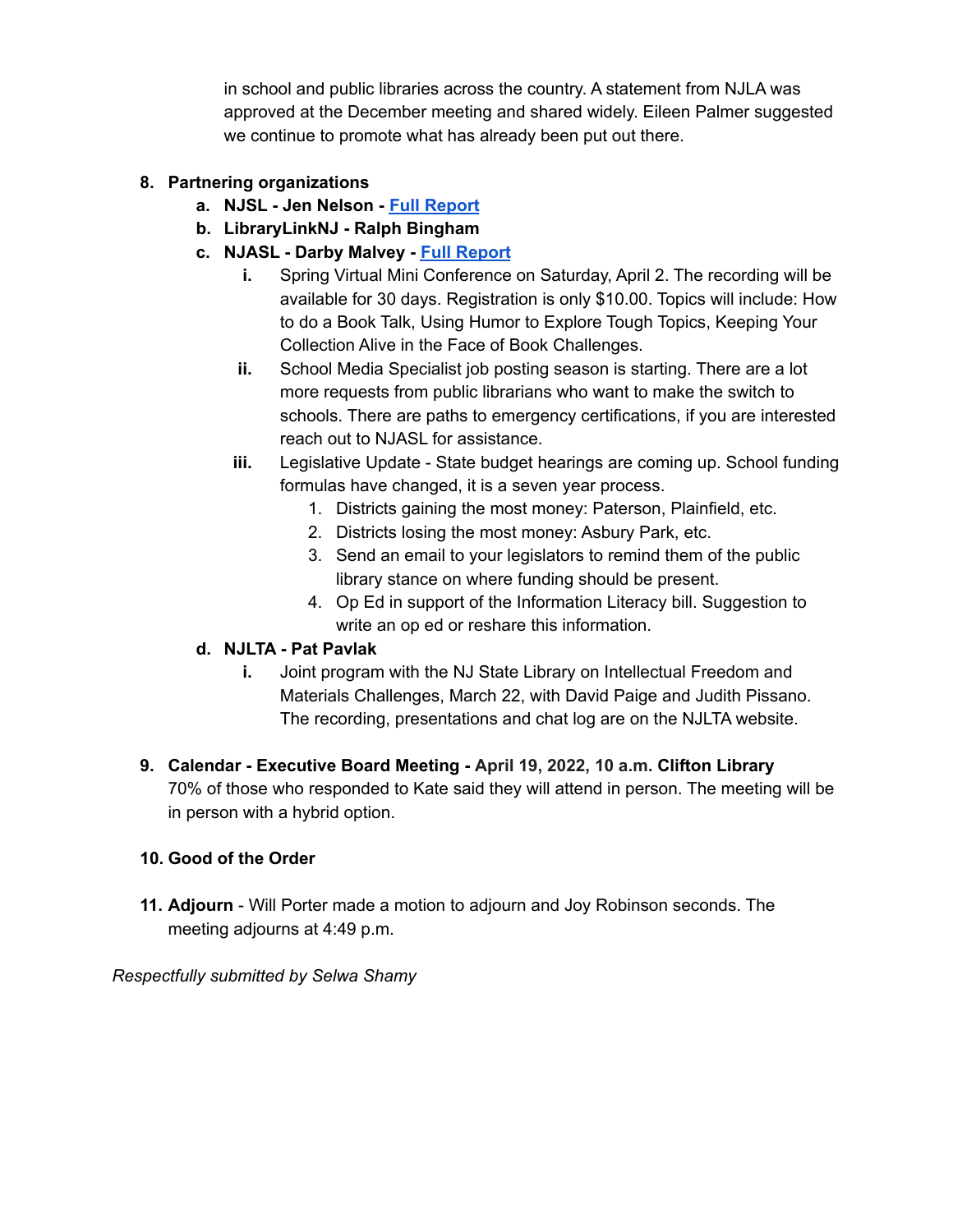in school and public libraries across the country. A statement from NJLA was approved at the December meeting and shared widely. Eileen Palmer suggested we continue to promote what has already been put out there.

8. **Partnering organizations**
    a. **NJSL - Jen Nelson - Full Report**
    b. **LibraryLinkNJ - Ralph Bingham**
    c. **NJASL - Darby Malvey - Full Report**
        i. Spring Virtual Mini Conference on Saturday, April 2. The recording will be available for 30 days. Registration is only $10.00. Topics will include: How to do a Book Talk, Using Humor to Explore Tough Topics, Keeping Your Collection Alive in the Face of Book Challenges.
        ii. School Media Specialist job posting season is starting. There are a lot more requests from public librarians who want to make the switch to schools. There are paths to emergency certifications, if you are interested reach out to NJASL for assistance.
        iii. Legislative Update - State budget hearings are coming up. School funding formulas have changed, it is a seven year process.
            1. Districts gaining the most money: Paterson, Plainfield, etc.
            2. Districts losing the most money: Asbury Park, etc.
            3. Send an email to your legislators to remind them of the public library stance on where funding should be present.
            4. Op Ed in support of the Information Literacy bill. Suggestion to write an op ed or reshare this information.
    d. **NJLTA - Pat Pavlak**
        i. Joint program with the NJ State Library on Intellectual Freedom and Materials Challenges, March 22, with David Paige and Judith Pissano. The recording, presentations and chat log are on the NJLTA website.

9. **Calendar - Executive Board Meeting - April 19, 2022, 10 a.m. Clifton Library**
   70% of those who responded to Kate said they will attend in person. The meeting will be in person with a hybrid option.

10. **Good of the Order**

11. **Adjourn** - Will Porter made a motion to adjourn and Joy Robinson seconds. The meeting adjourns at 4:49 p.m.

*Respectfully submitted by Selwa Shamy*